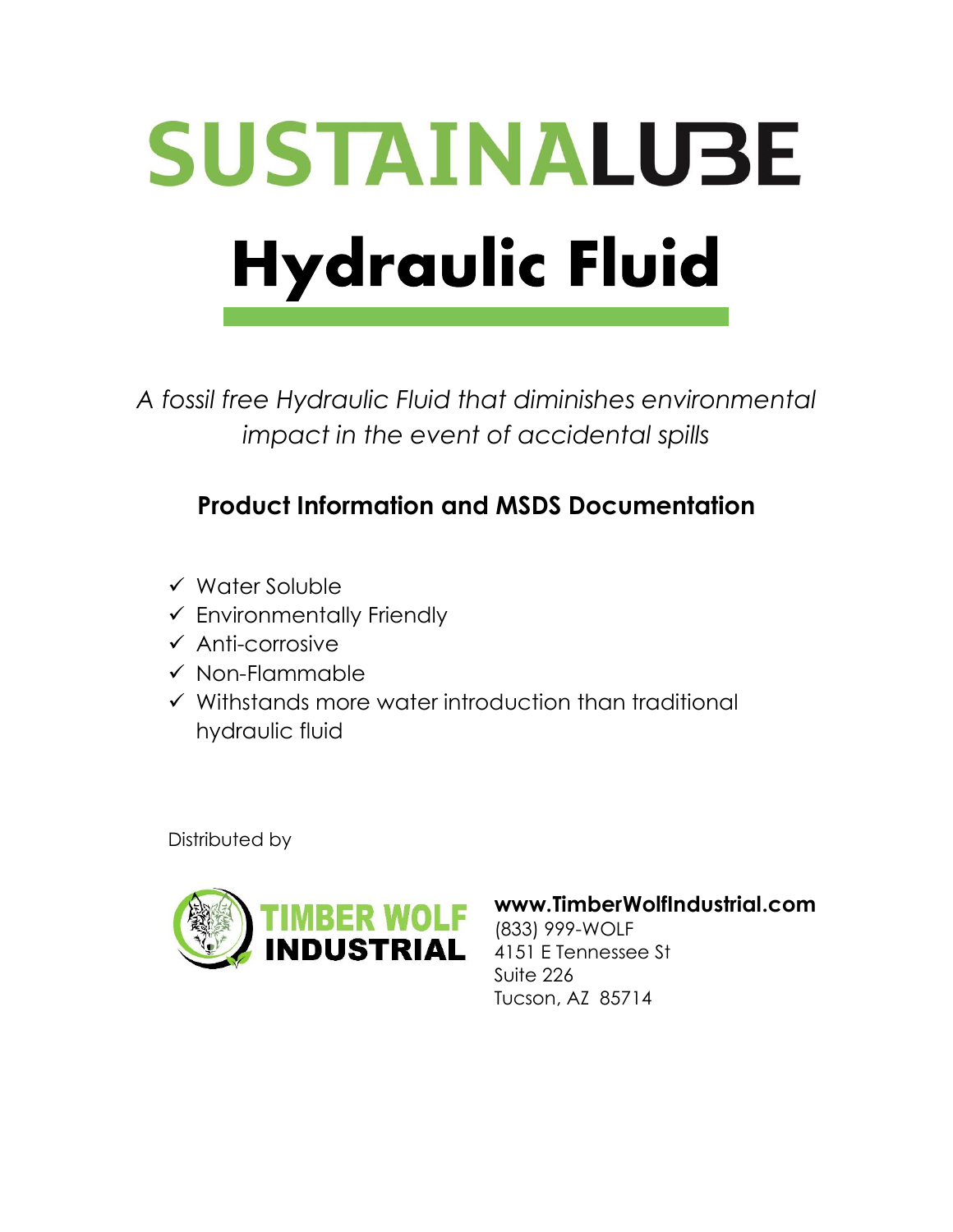# SUSTAINALUBE

# Hydraulic Fluid

*A fossil free Hydraulic Fluid that diminishes environmental impact in the event of accidental spills*

## Product Information and MSDS Documentation

- ✓ Water Soluble
- ✓ Environmentally Friendly
- ✓ Anti-corrosive
- ✓ Non-Flammable
- ✓ Withstands more water introduction than traditional hydraulic fluid

Distributed by

TIMBER WOLF INDUSTRIAL

**www.TimberWolfIndustrial.com**
(833) 999-WOLF
4151 E Tennessee St
Suite 226
Tucson, AZ 85714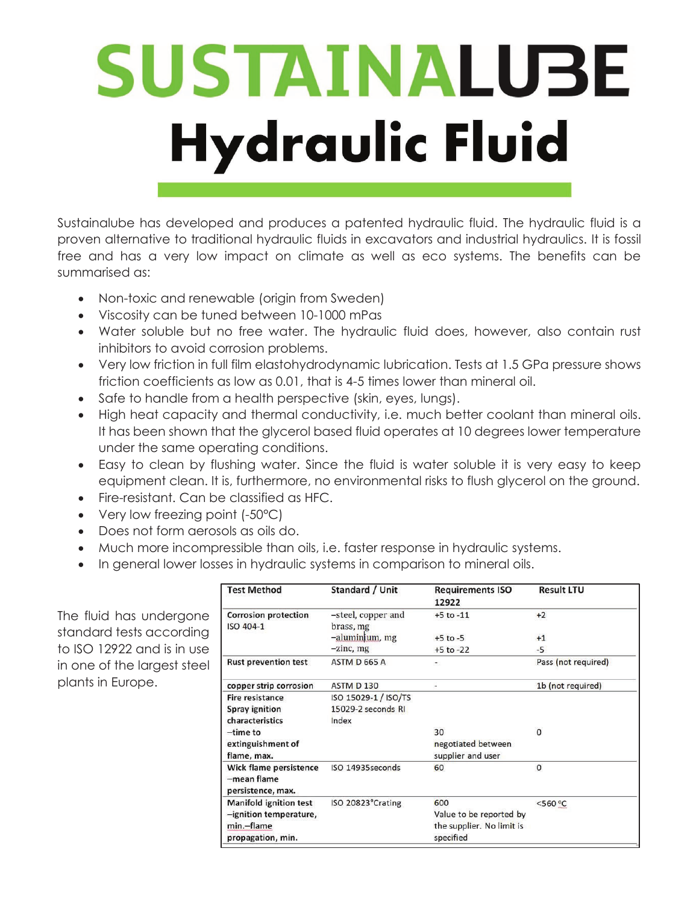# SUSTAINALUBE

# Hydraulic Fluid

Sustainalube has developed and produces a patented hydraulic fluid. The hydraulic fluid is a proven alternative to traditional hydraulic fluids in excavators and industrial hydraulics. It is fossil free and has a very low impact on climate as well as eco systems. The benefits can be summarised as:

- Non-toxic and renewable (origin from Sweden)
- Viscosity can be tuned between 10-1000 mPas
- Water soluble but no free water. The hydraulic fluid does, however, also contain rust inhibitors to avoid corrosion problems.
- Very low friction in full film elastohydrodynamic lubrication. Tests at 1.5 GPa pressure shows friction coefficients as low as 0.01, that is 4-5 times lower than mineral oil.
- Safe to handle from a health perspective (skin, eyes, lungs).
- High heat capacity and thermal conductivity, i.e. much better coolant than mineral oils. It has been shown that the glycerol based fluid operates at 10 degrees lower temperature under the same operating conditions.
- Easy to clean by flushing water. Since the fluid is water soluble it is very easy to keep equipment clean. It is, furthermore, no environmental risks to flush glycerol on the ground.
- Fire-resistant. Can be classified as HFC.
- Very low freezing point (-50°C)
- Does not form aerosols as oils do.
- Much more incompressible than oils, i.e. faster response in hydraulic systems.
- In general lower losses in hydraulic systems in comparison to mineral oils.

The fluid has undergone standard tests according to ISO 12922 and is in use in one of the largest steel plants in Europe.

| Test Method | Standard / Unit | Requirements ISO 12922 | Result LTU |
|---|---|---|---|
| **Corrosion protection** ISO 404-1 | –steel, copper and brass, mg | +5 to -11 | +2 |
| | –aluminium, mg | +5 to -5 | +1 |
| | –zinc, mg | +5 to -22 | -5 |
| **Rust prevention test** | ASTM D 665 A | - | Pass (not required) |
| **copper strip corrosion** | ASTM D 130 | - | 1b (not required) |
| **Fire resistance Spray ignition characteristics** –time to extinguishment of flame, max. | ISO 15029-1 / ISO/TS 15029-2 seconds RI Index | 30 negotiated between supplier and user | 0 |
| **Wick flame persistence** –mean flame persistence, max. | ISO 14935seconds | 60 | 0 |
| **Manifold ignition test** –ignition temperature, min.–flame propagation, min. | ISO 20823°Crating | 600 Value to be reported by the supplier. No limit is specified | <560 °C |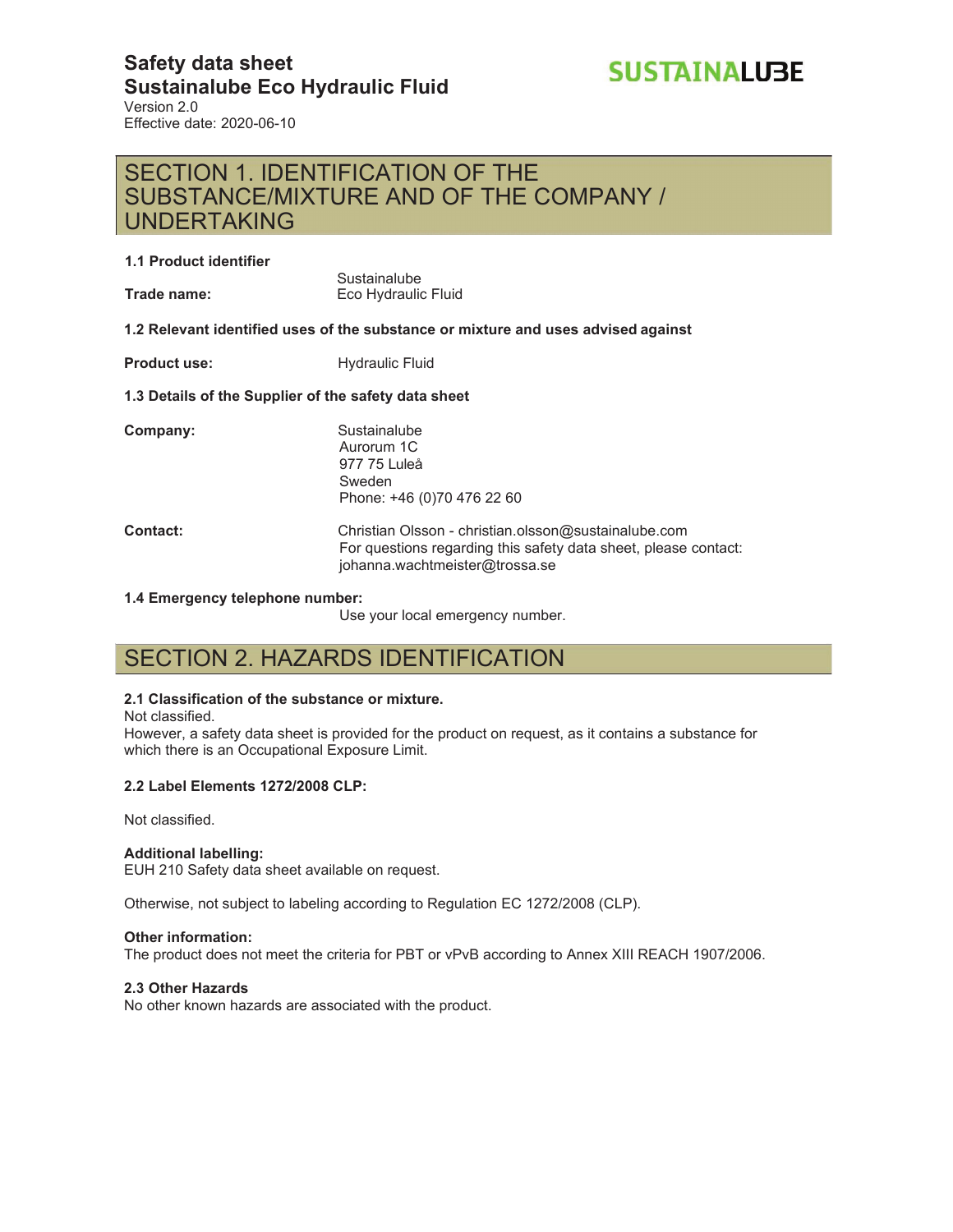# Safety data sheet
# Sustainalube Eco Hydraulic Fluid

Version 2.0
Effective date: 2020-06-10

SUSTAINALUBE

## SECTION 1. IDENTIFICATION OF THE SUBSTANCE/MIXTURE AND OF THE COMPANY / UNDERTAKING

**1.1 Product identifier**

**Trade name:** Sustainalube Eco Hydraulic Fluid

**1.2 Relevant identified uses of the substance or mixture and uses advised against**

**Product use:** Hydraulic Fluid

**1.3 Details of the Supplier of the safety data sheet**

**Company:**
Sustainalube
Aurorum 1C
977 75 Luleå
Sweden
Phone: +46 (0)70 476 22 60

**Contact:**
Christian Olsson - christian.olsson@sustainalube.com
For questions regarding this safety data sheet, please contact:
johanna.wachtmeister@trossa.se

**1.4 Emergency telephone number:**
Use your local emergency number.

## SECTION 2. HAZARDS IDENTIFICATION

**2.1 Classification of the substance or mixture.**
Not classified.
However, a safety data sheet is provided for the product on request, as it contains a substance for which there is an Occupational Exposure Limit.

**2.2 Label Elements 1272/2008 CLP:**

Not classified.

**Additional labelling:**
EUH 210 Safety data sheet available on request.

Otherwise, not subject to labeling according to Regulation EC 1272/2008 (CLP).

**Other information:**
The product does not meet the criteria for PBT or vPvB according to Annex XIII REACH 1907/2006.

**2.3 Other Hazards**
No other known hazards are associated with the product.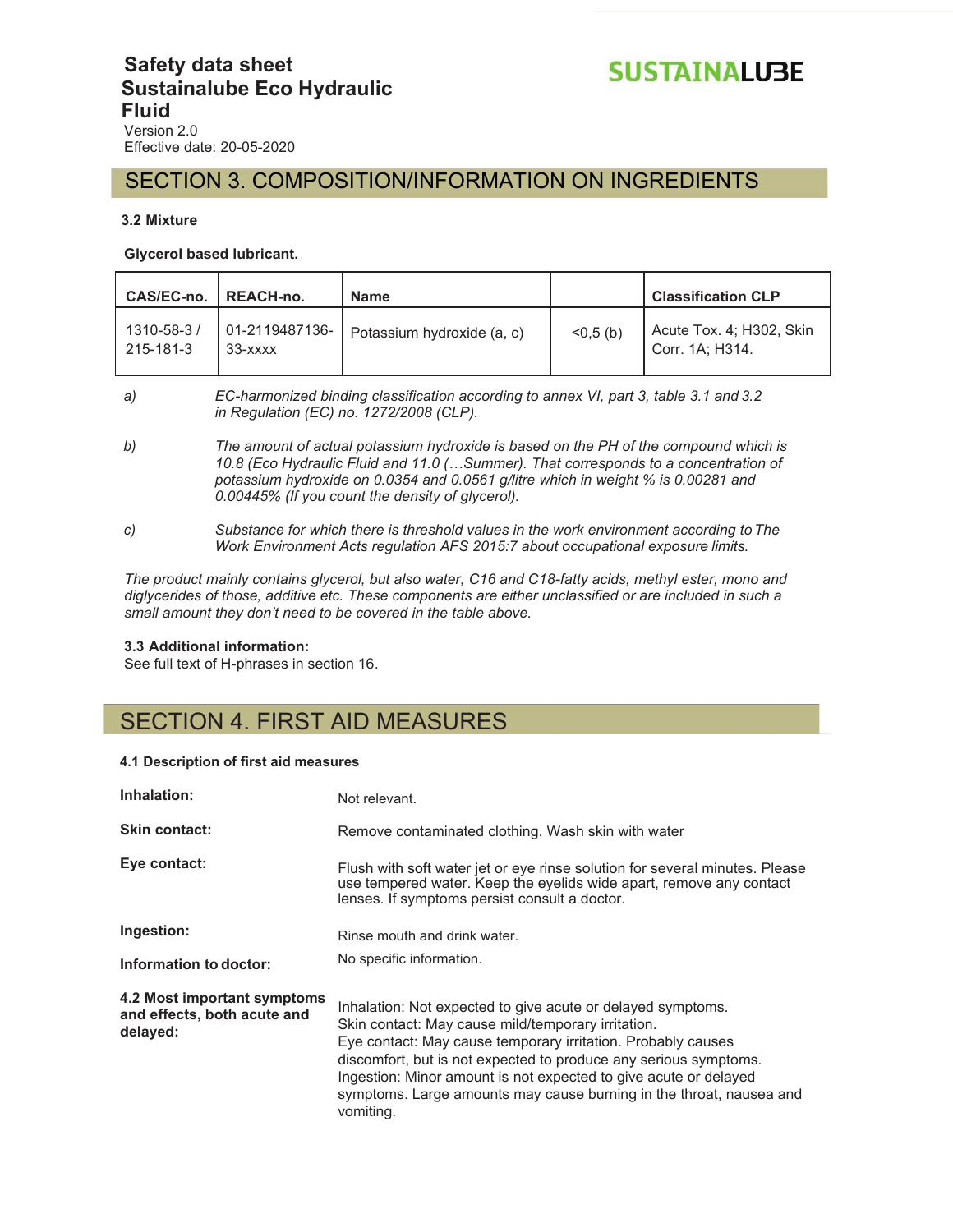# Safety data sheet
## Sustainalube Eco Hydraulic Fluid

Version 2.0
Effective date: 20-05-2020

## SECTION 3. COMPOSITION/INFORMATION ON INGREDIENTS

**3.2 Mixture**

**Glycerol based lubricant.**

| CAS/EC-no. | REACH-no. | Name | | Classification CLP |
|---|---|---|---|---|
| 1310-58-3 / 215-181-3 | 01-2119487136-33-xxxx | Potassium hydroxide (a, c) | <0,5 (b) | Acute Tox. 4; H302, Skin Corr. 1A; H314. |

a) *EC-harmonized binding classification according to annex VI, part 3, table 3.1 and 3.2 in Regulation (EC) no. 1272/2008 (CLP).*

b) *The amount of actual potassium hydroxide is based on the PH of the compound which is 10.8 (Eco Hydraulic Fluid and 11.0 (…Summer). That corresponds to a concentration of potassium hydroxide on 0.0354 and 0.0561 g/litre which in weight % is 0.00281 and 0.00445% (If you count the density of glycerol).*

c) *Substance for which there is threshold values in the work environment according to The Work Environment Acts regulation AFS 2015:7 about occupational exposure limits.*

*The product mainly contains glycerol, but also water, C16 and C18-fatty acids, methyl ester, mono and diglycerides of those, additive etc. These components are either unclassified or are included in such a small amount they don't need to be covered in the table above.*

**3.3 Additional information:**
See full text of H-phrases in section 16.

## SECTION 4. FIRST AID MEASURES

**4.1 Description of first aid measures**

**Inhalation:** Not relevant.

**Skin contact:** Remove contaminated clothing. Wash skin with water

**Eye contact:** Flush with soft water jet or eye rinse solution for several minutes. Please use tempered water. Keep the eyelids wide apart, remove any contact lenses. If symptoms persist consult a doctor.

**Ingestion:** Rinse mouth and drink water.

**Information to doctor:** No specific information.

**4.2 Most important symptoms and effects, both acute and delayed:**

Inhalation: Not expected to give acute or delayed symptoms.
Skin contact: May cause mild/temporary irritation.
Eye contact: May cause temporary irritation. Probably causes discomfort, but is not expected to produce any serious symptoms.
Ingestion: Minor amount is not expected to give acute or delayed symptoms. Large amounts may cause burning in the throat, nausea and vomiting.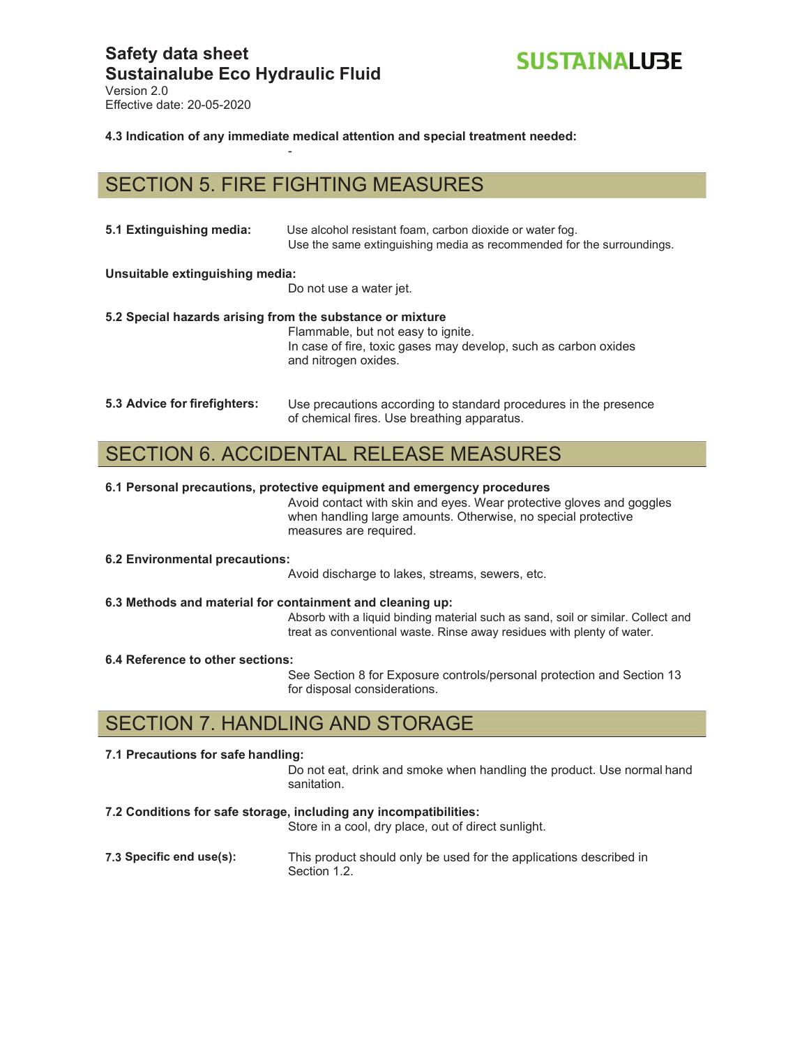**4.3 Indication of any immediate medical attention and special treatment needed:**

-

## SECTION 5. FIRE FIGHTING MEASURES

**5.1 Extinguishing media:**

Use alcohol resistant foam, carbon dioxide or water fog.
Use the same extinguishing media as recommended for the surroundings.

**Unsuitable extinguishing media:**

Do not use a water jet.

**5.2 Special hazards arising from the substance or mixture**

Flammable, but not easy to ignite.
In case of fire, toxic gases may develop, such as carbon oxides and nitrogen oxides.

**5.3 Advice for firefighters:**

Use precautions according to standard procedures in the presence of chemical fires. Use breathing apparatus.

## SECTION 6. ACCIDENTAL RELEASE MEASURES

**6.1 Personal precautions, protective equipment and emergency procedures**

Avoid contact with skin and eyes. Wear protective gloves and goggles when handling large amounts. Otherwise, no special protective measures are required.

**6.2 Environmental precautions:**

Avoid discharge to lakes, streams, sewers, etc.

**6.3 Methods and material for containment and cleaning up:**

Absorb with a liquid binding material such as sand, soil or similar. Collect and treat as conventional waste. Rinse away residues with plenty of water.

**6.4 Reference to other sections:**

See Section 8 for Exposure controls/personal protection and Section 13 for disposal considerations.

## SECTION 7. HANDLING AND STORAGE

**7.1 Precautions for safe handling:**

Do not eat, drink and smoke when handling the product. Use normal hand sanitation.

**7.2 Conditions for safe storage, including any incompatibilities:**

Store in a cool, dry place, out of direct sunlight.

**7.3 Specific end use(s):**

This product should only be used for the applications described in Section 1.2.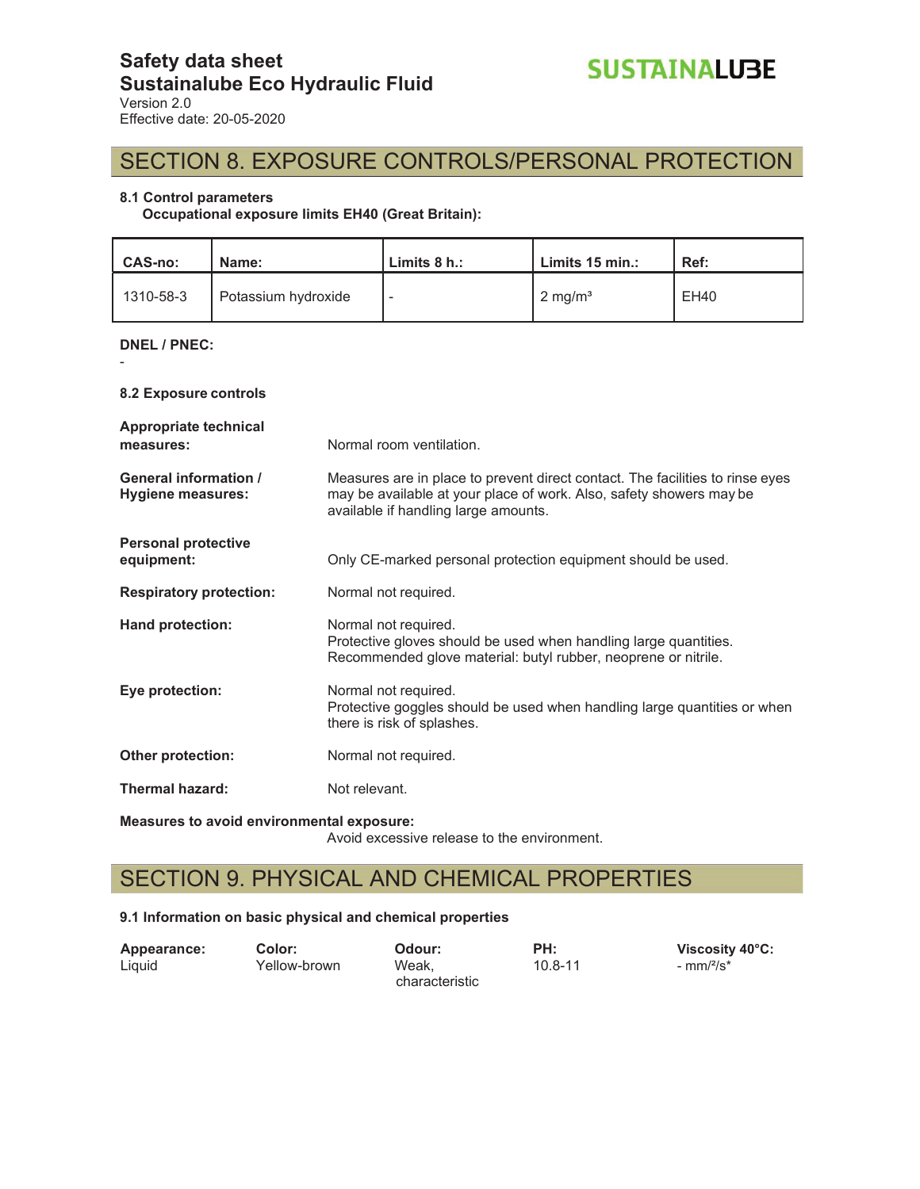## SECTION 8. EXPOSURE CONTROLS/PERSONAL PROTECTION

**8.1 Control parameters**

**Occupational exposure limits EH40 (Great Britain):**

| CAS-no: | Name: | Limits 8 h.: | Limits 15 min.: | Ref: |
|---|---|---|---|---|
| 1310-58-3 | Potassium hydroxide | - | 2 mg/m³ | EH40 |

**DNEL / PNEC:**

-

**8.2 Exposure controls**

**Appropriate technical measures:** Normal room ventilation.

**General information / Hygiene measures:** Measures are in place to prevent direct contact. The facilities to rinse eyes may be available at your place of work. Also, safety showers may be available if handling large amounts.

**Personal protective equipment:** Only CE-marked personal protection equipment should be used.

**Respiratory protection:** Normal not required.

**Hand protection:** Normal not required.
Protective gloves should be used when handling large quantities.
Recommended glove material: butyl rubber, neoprene or nitrile.

**Eye protection:** Normal not required.
Protective goggles should be used when handling large quantities or when there is risk of splashes.

**Other protection:** Normal not required.

**Thermal hazard:** Not relevant.

**Measures to avoid environmental exposure:**
Avoid excessive release to the environment.

## SECTION 9. PHYSICAL AND CHEMICAL PROPERTIES

**9.1 Information on basic physical and chemical properties**

| Appearance: | Color: | Odour: | PH: | Viscosity 40°C: |
|---|---|---|---|---|
| Liquid | Yellow-brown | Weak, characteristic | 10.8-11 | - mm²/s* |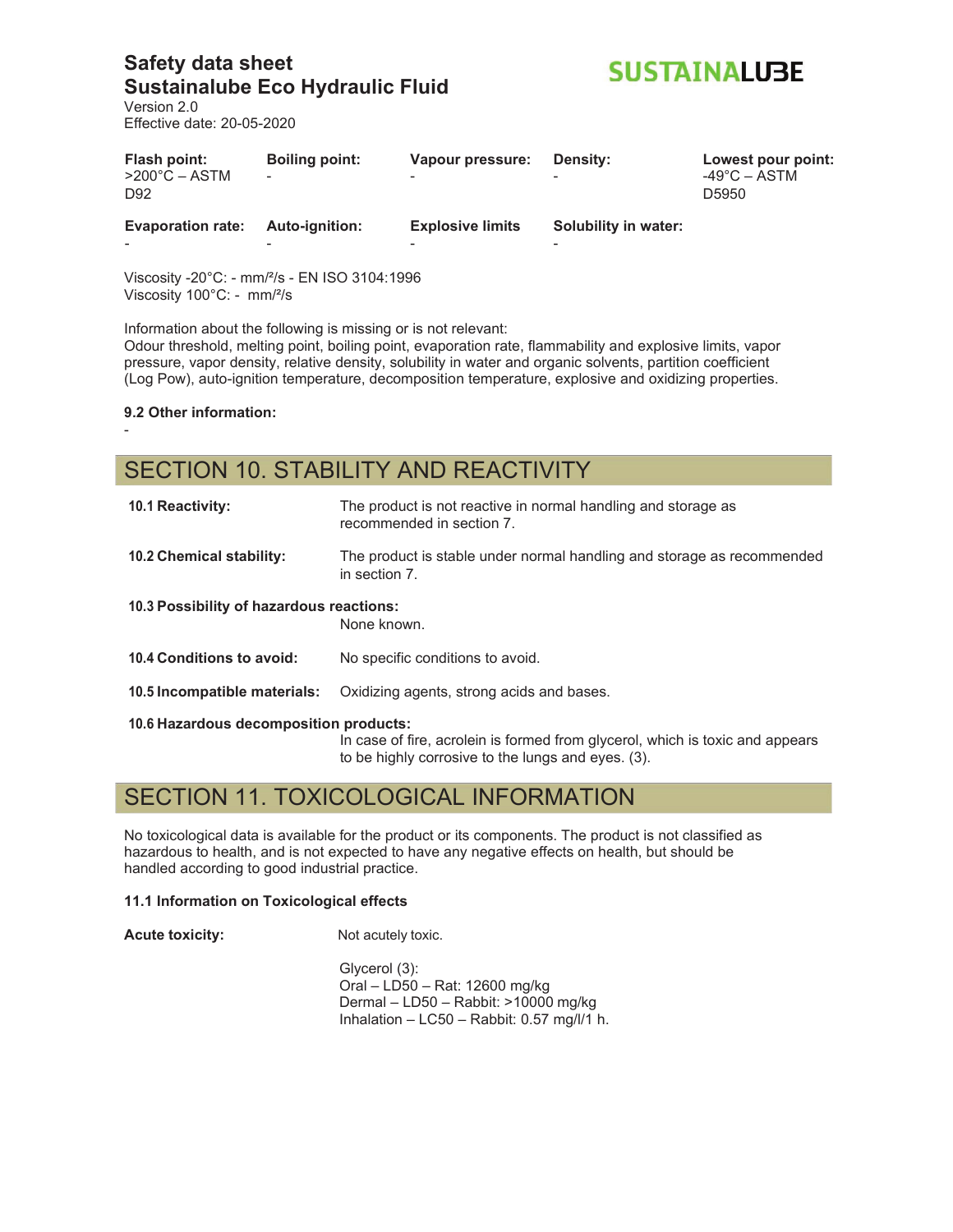| Flash point: | Boiling point: | Vapour pressure: | Density: | Lowest pour point: |
|---|---|---|---|---|
| >200°C – ASTM D92 | - | - | - | -49°C – ASTM D5950 |
| **Evaporation rate:** | **Auto-ignition:** | **Explosive limits** | **Solubility in water:** | |
| - | - | - | - | |

Viscosity -20°C: - mm/²/s - EN ISO 3104:1996
Viscosity 100°C: - mm/²/s

Information about the following is missing or is not relevant:
Odour threshold, melting point, boiling point, evaporation rate, flammability and explosive limits, vapor pressure, vapor density, relative density, solubility in water and organic solvents, partition coefficient (Log Pow), auto-ignition temperature, decomposition temperature, explosive and oxidizing properties.

**9.2 Other information:**

-

# SECTION 10. STABILITY AND REACTIVITY

**10.1 Reactivity:** The product is not reactive in normal handling and storage as recommended in section 7.

**10.2 Chemical stability:** The product is stable under normal handling and storage as recommended in section 7.

**10.3 Possibility of hazardous reactions:**
None known.

**10.4 Conditions to avoid:** No specific conditions to avoid.

**10.5 Incompatible materials:** Oxidizing agents, strong acids and bases.

**10.6 Hazardous decomposition products:**
In case of fire, acrolein is formed from glycerol, which is toxic and appears to be highly corrosive to the lungs and eyes. (3).

# SECTION 11. TOXICOLOGICAL INFORMATION

No toxicological data is available for the product or its components. The product is not classified as hazardous to health, and is not expected to have any negative effects on health, but should be handled according to good industrial practice.

**11.1 Information on Toxicological effects**

**Acute toxicity:** Not acutely toxic.

Glycerol (3):
Oral – LD50 – Rat: 12600 mg/kg
Dermal – LD50 – Rabbit: >10000 mg/kg
Inhalation – LC50 – Rabbit: 0.57 mg/l/1 h.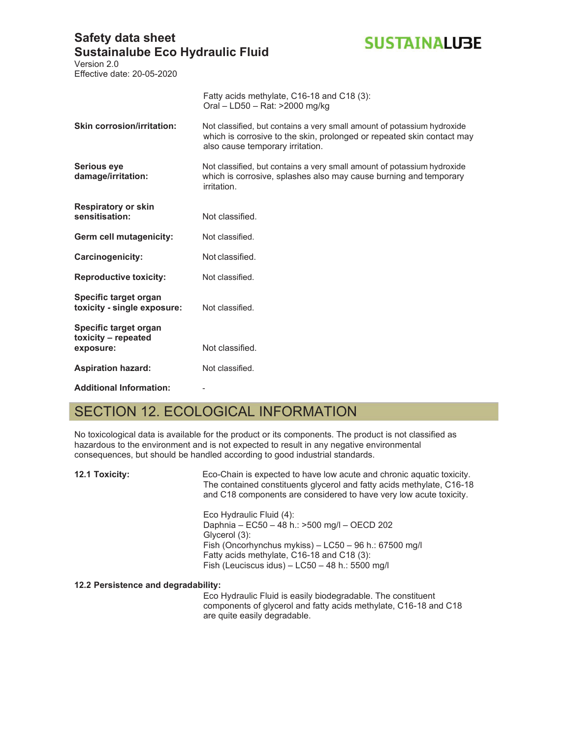Fatty acids methylate, C16-18 and C18 (3):
Oral – LD50 – Rat: >2000 mg/kg

**Skin corrosion/irritation:** Not classified, but contains a very small amount of potassium hydroxide which is corrosive to the skin, prolonged or repeated skin contact may also cause temporary irritation.

**Serious eye damage/irritation:** Not classified, but contains a very small amount of potassium hydroxide which is corrosive, splashes also may cause burning and temporary irritation.

**Respiratory or skin sensitisation:** Not classified.

**Germ cell mutagenicity:** Not classified.

**Carcinogenicity:** Not classified.

**Reproductive toxicity:** Not classified.

**Specific target organ toxicity - single exposure:** Not classified.

**Specific target organ toxicity – repeated exposure:** Not classified.

**Aspiration hazard:** Not classified.

**Additional Information:** -

## SECTION 12. ECOLOGICAL INFORMATION

No toxicological data is available for the product or its components. The product is not classified as hazardous to the environment and is not expected to result in any negative environmental consequences, but should be handled according to good industrial standards.

**12.1 Toxicity:** Eco-Chain is expected to have low acute and chronic aquatic toxicity. The contained constituents glycerol and fatty acids methylate, C16-18 and C18 components are considered to have very low acute toxicity.

Eco Hydraulic Fluid (4):
Daphnia – EC50 – 48 h.: >500 mg/l – OECD 202
Glycerol (3):
Fish (Oncorhynchus mykiss) – LC50 – 96 h.: 67500 mg/l
Fatty acids methylate, C16-18 and C18 (3):
Fish (Leuciscus idus) – LC50 – 48 h.: 5500 mg/l

**12.2 Persistence and degradability:**

Eco Hydraulic Fluid is easily biodegradable. The constituent components of glycerol and fatty acids methylate, C16-18 and C18 are quite easily degradable.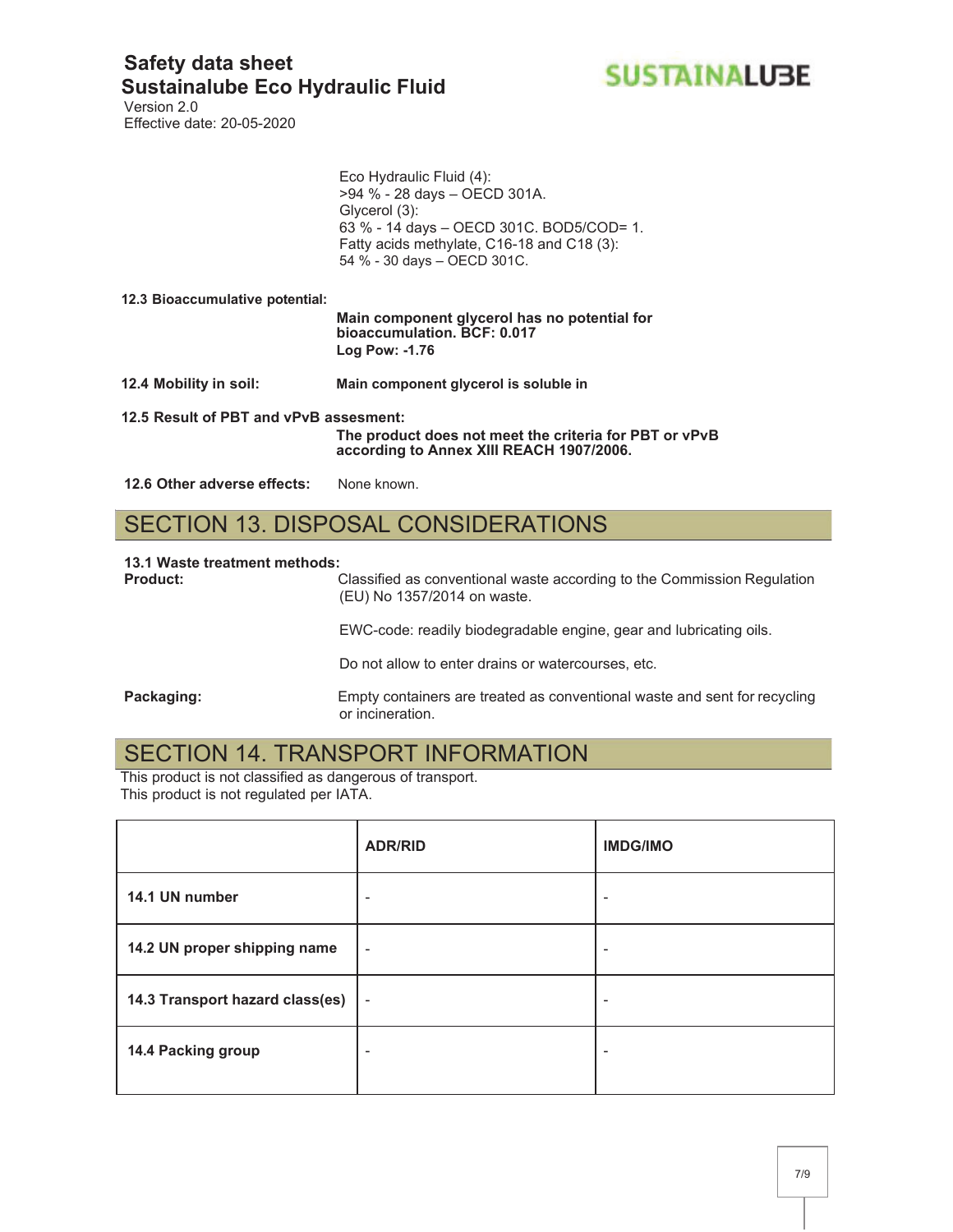Eco Hydraulic Fluid (4):
>94 % - 28 days – OECD 301A.
Glycerol (3):
63 % - 14 days – OECD 301C. BOD5/COD= 1.
Fatty acids methylate, C16-18 and C18 (3):
54 % - 30 days – OECD 301C.

**12.3 Bioaccumulative potential:**

**Main component glycerol has no potential for bioaccumulation. BCF: 0.017**
**Log Pow: -1.76**

**12.4 Mobility in soil:** **Main component glycerol is soluble in**

**12.5 Result of PBT and vPvB assesment:**
**The product does not meet the criteria for PBT or vPvB according to Annex XIII REACH 1907/2006.**

**12.6 Other adverse effects:** None known.

## SECTION 13. DISPOSAL CONSIDERATIONS

**13.1 Waste treatment methods:**

**Product:** Classified as conventional waste according to the Commission Regulation (EU) No 1357/2014 on waste.

EWC-code: readily biodegradable engine, gear and lubricating oils.

Do not allow to enter drains or watercourses, etc.

**Packaging:** Empty containers are treated as conventional waste and sent for recycling or incineration.

## SECTION 14. TRANSPORT INFORMATION

This product is not classified as dangerous of transport.
This product is not regulated per IATA.

| | ADR/RID | IMDG/IMO |
|---|---|---|
| **14.1 UN number** | - | - |
| **14.2 UN proper shipping name** | - | - |
| **14.3 Transport hazard class(es)** | - | - |
| **14.4 Packing group** | - | - |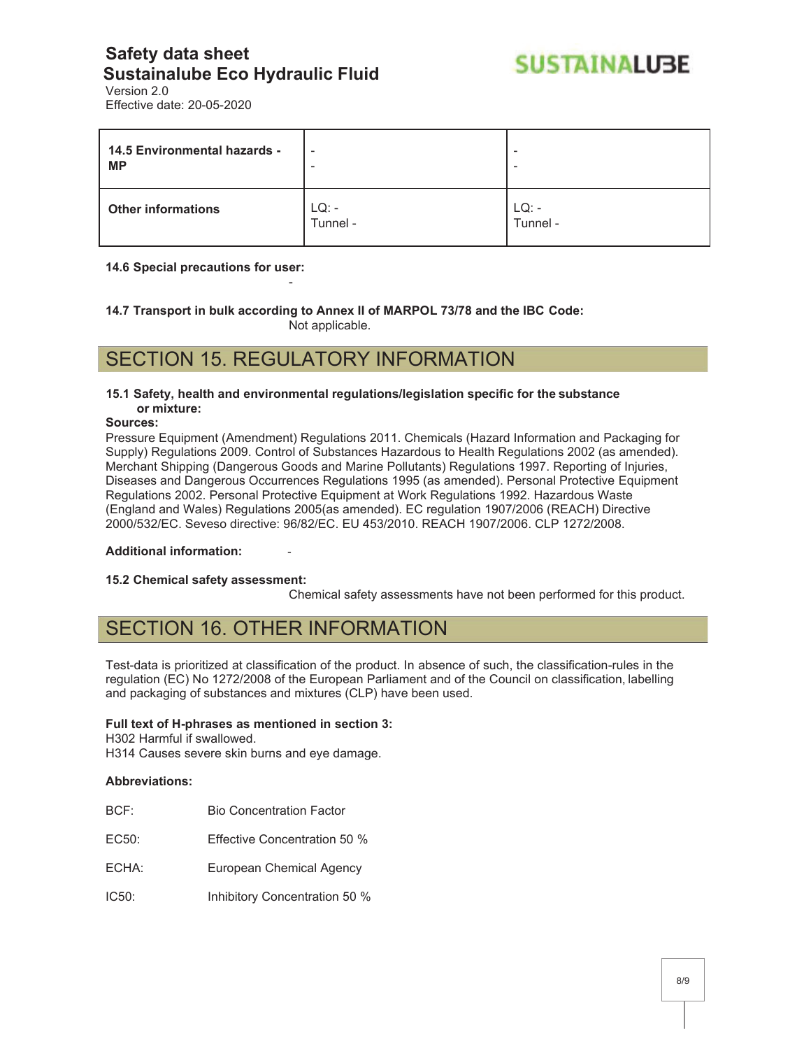| 14.5 Environmental hazards - MP | -<br>- | -<br>- |
|---|---|---|
| **Other informations** | LQ: -<br>Tunnel - | LQ: -<br>Tunnel - |

**14.6 Special precautions for user:**

-

**14.7 Transport in bulk according to Annex II of MARPOL 73/78 and the IBC Code:**

Not applicable.

## SECTION 15. REGULATORY INFORMATION

**15.1 Safety, health and environmental regulations/legislation specific for the substance or mixture:**

**Sources:**

Pressure Equipment (Amendment) Regulations 2011. Chemicals (Hazard Information and Packaging for Supply) Regulations 2009. Control of Substances Hazardous to Health Regulations 2002 (as amended). Merchant Shipping (Dangerous Goods and Marine Pollutants) Regulations 1997. Reporting of Injuries, Diseases and Dangerous Occurrences Regulations 1995 (as amended). Personal Protective Equipment Regulations 2002. Personal Protective Equipment at Work Regulations 1992. Hazardous Waste (England and Wales) Regulations 2005(as amended). EC regulation 1907/2006 (REACH) Directive 2000/532/EC. Seveso directive: 96/82/EC. EU 453/2010. REACH 1907/2006. CLP 1272/2008.

**Additional information:** -

**15.2 Chemical safety assessment:**

Chemical safety assessments have not been performed for this product.

## SECTION 16. OTHER INFORMATION

Test-data is prioritized at classification of the product. In absence of such, the classification-rules in the regulation (EC) No 1272/2008 of the European Parliament and of the Council on classification, labelling and packaging of substances and mixtures (CLP) have been used.

**Full text of H-phrases as mentioned in section 3:**

H302 Harmful if swallowed.
H314 Causes severe skin burns and eye damage.

**Abbreviations:**

| | |
|---|---|
| BCF: | Bio Concentration Factor |
| EC50: | Effective Concentration 50 % |
| ECHA: | European Chemical Agency |
| IC50: | Inhibitory Concentration 50 % |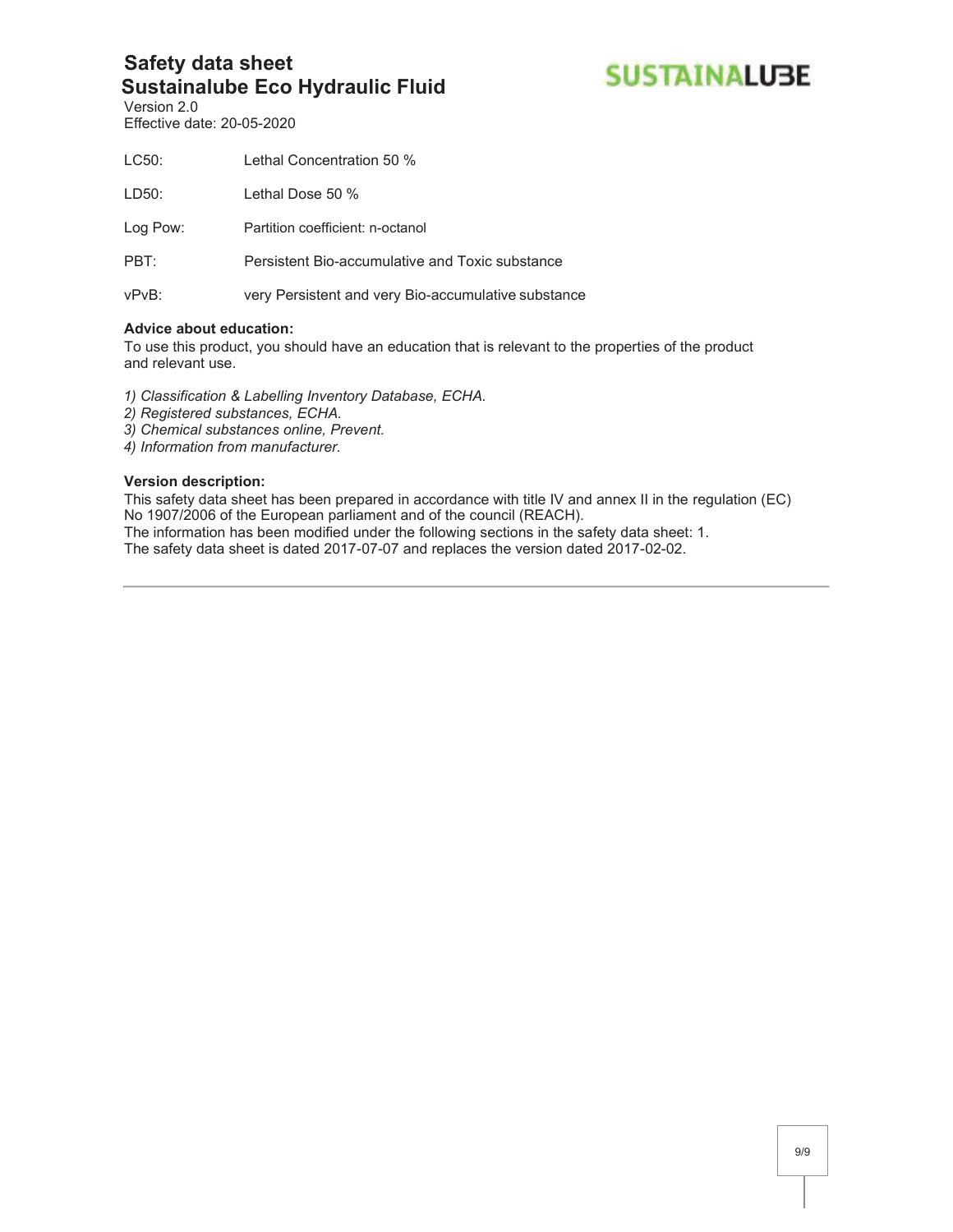LC50: Lethal Concentration 50 %

LD50: Lethal Dose 50 %

Log Pow: Partition coefficient: n-octanol

PBT: Persistent Bio-accumulative and Toxic substance

vPvB: very Persistent and very Bio-accumulative substance

**Advice about education:**

To use this product, you should have an education that is relevant to the properties of the product and relevant use.

*1) Classification & Labelling Inventory Database, ECHA.*
*2) Registered substances, ECHA.*
*3) Chemical substances online, Prevent.*
*4) Information from manufacturer.*

**Version description:**

This safety data sheet has been prepared in accordance with title IV and annex II in the regulation (EC) No 1907/2006 of the European parliament and of the council (REACH).
The information has been modified under the following sections in the safety data sheet: 1.
The safety data sheet is dated 2017-07-07 and replaces the version dated 2017-02-02.